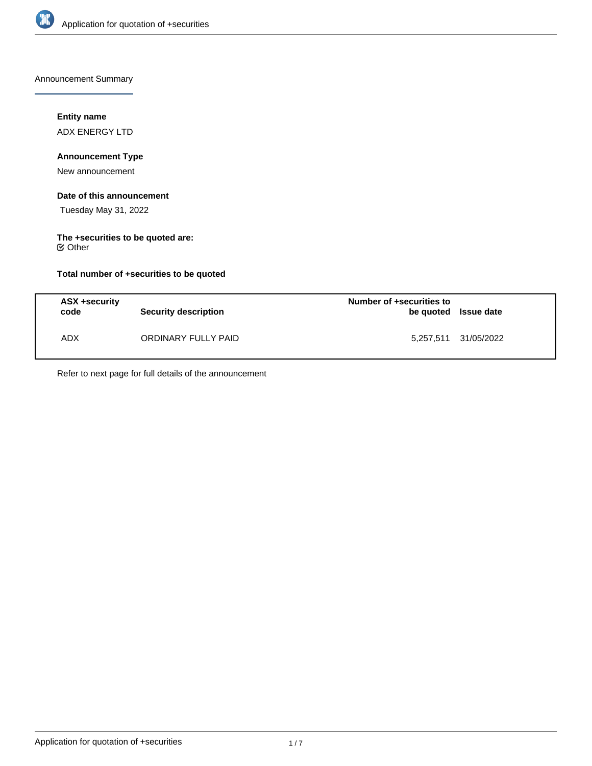Announcement Summary

**Entity name**

ADX ENERGY LTD

**Announcement Type**

New announcement

**Date of this announcement**

Tuesday May 31, 2022

**The +securities to be quoted are:**

☑ Other

**Total number of +securities to be quoted**

| ASX +security code | Security description | Number of +securities to be quoted | Issue date |
| --- | --- | --- | --- |
| ADX | ORDINARY FULLY PAID | 5,257,511 | 31/05/2022 |

Refer to next page for full details of the announcement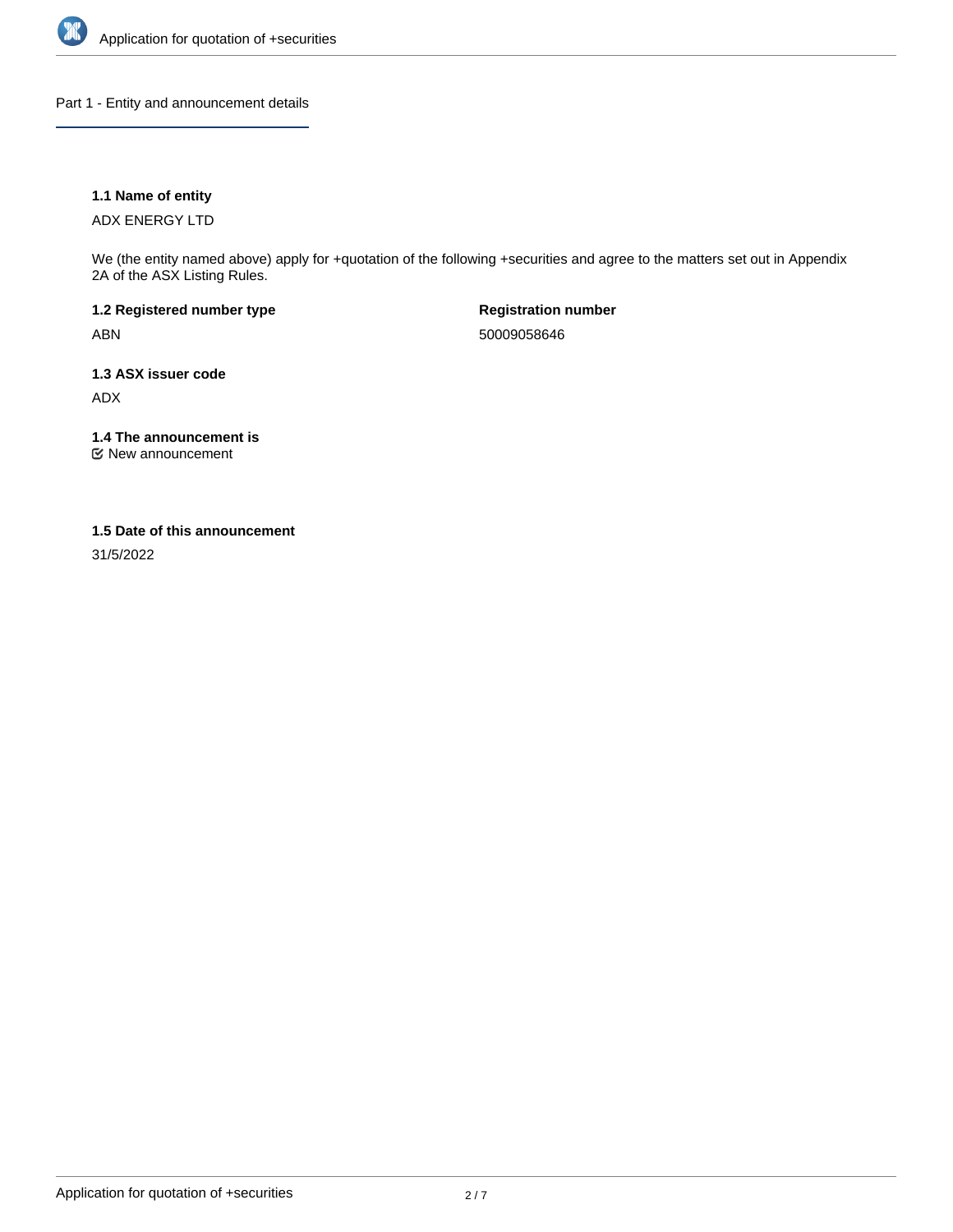## Part 1 - Entity and announcement details

### 1.1 Name of entity

ADX ENERGY LTD

We (the entity named above) apply for +quotation of the following +securities and agree to the matters set out in Appendix 2A of the ASX Listing Rules.

**1.2 Registered number type**

ABN

**Registration number**

50009058646

### 1.3 ASX issuer code

ADX

### 1.4 The announcement is

New announcement

### 1.5 Date of this announcement

31/5/2022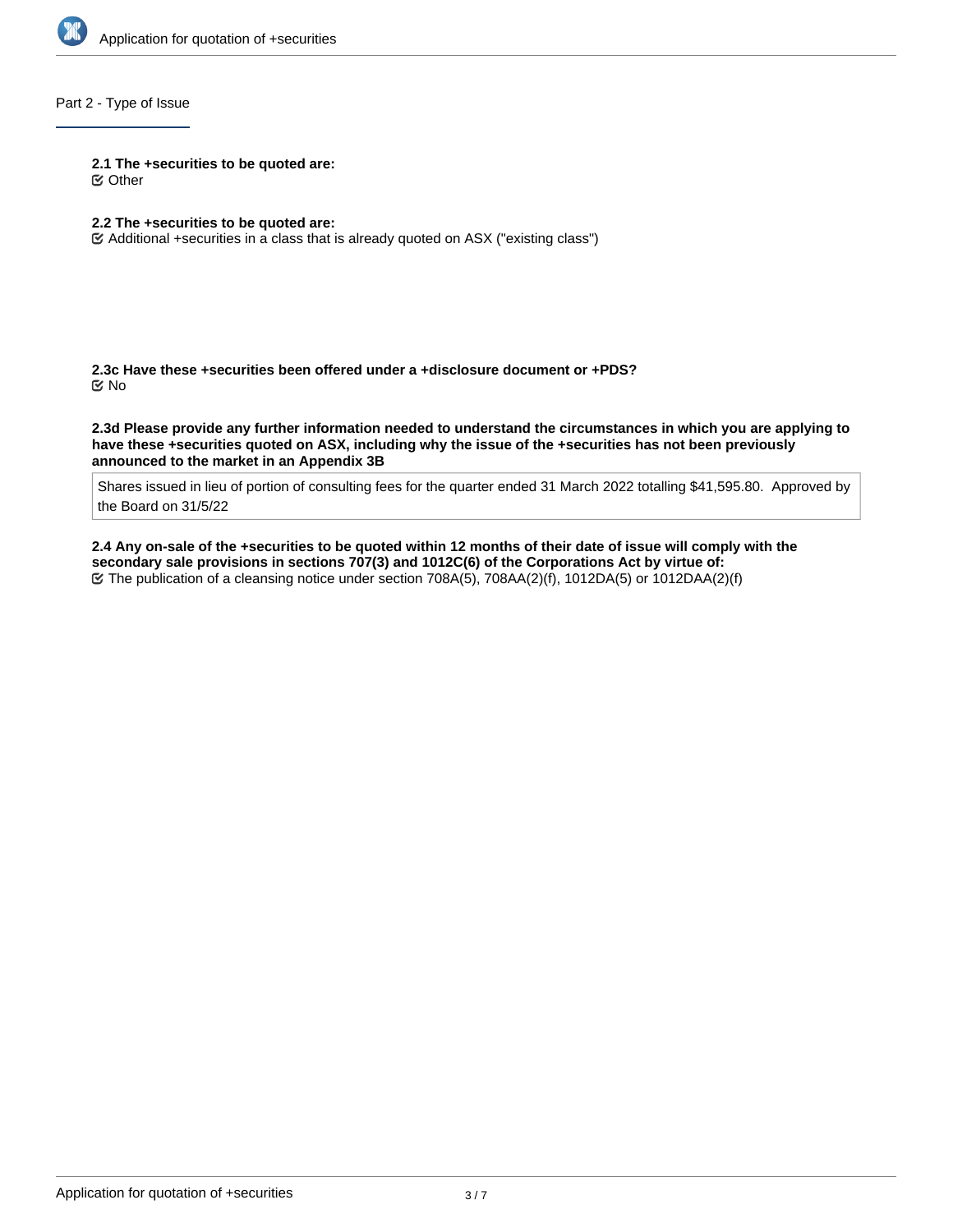## Part 2 - Type of Issue

**2.1 The +securities to be quoted are:**
☑ Other

**2.2 The +securities to be quoted are:**
☑ Additional +securities in a class that is already quoted on ASX ("existing class")

**2.3c Have these +securities been offered under a +disclosure document or +PDS?**
☑ No

**2.3d Please provide any further information needed to understand the circumstances in which you are applying to have these +securities quoted on ASX, including why the issue of the +securities has not been previously announced to the market in an Appendix 3B**

Shares issued in lieu of portion of consulting fees for the quarter ended 31 March 2022 totalling $41,595.80. Approved by the Board on 31/5/22

**2.4 Any on-sale of the +securities to be quoted within 12 months of their date of issue will comply with the secondary sale provisions in sections 707(3) and 1012C(6) of the Corporations Act by virtue of:**
☑ The publication of a cleansing notice under section 708A(5), 708AA(2)(f), 1012DA(5) or 1012DAA(2)(f)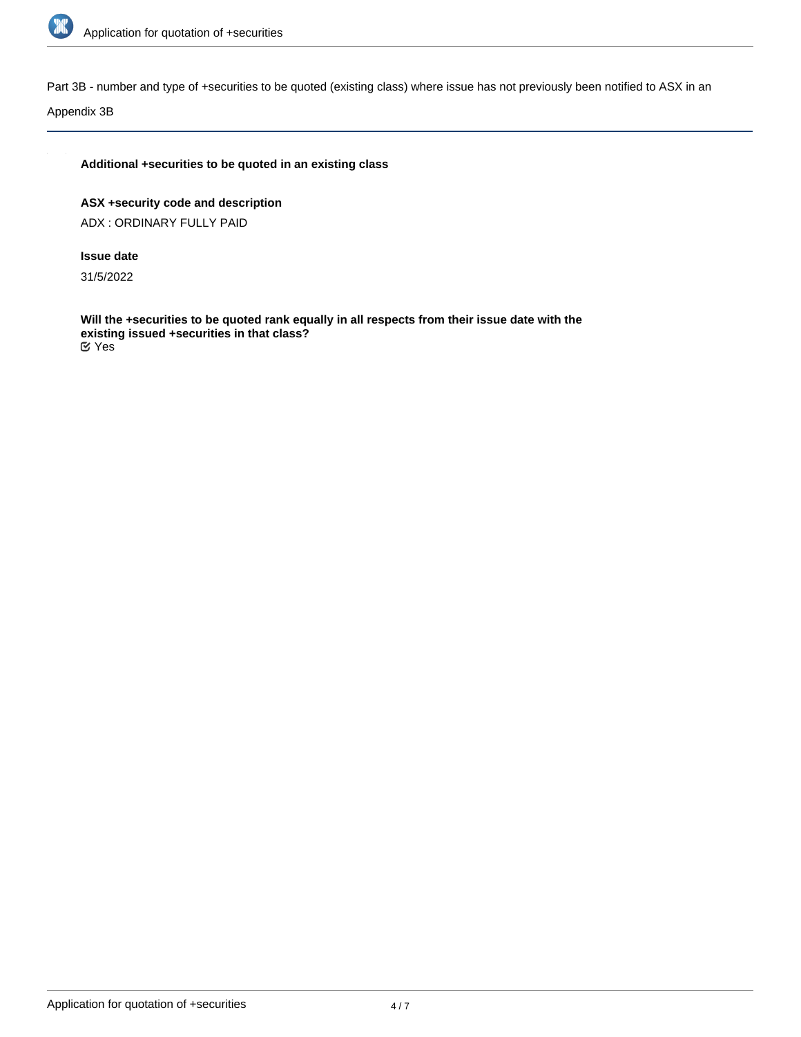Part 3B - number and type of +securities to be quoted (existing class) where issue has not previously been notified to ASX in an Appendix 3B

**Additional +securities to be quoted in an existing class**

**ASX +security code and description**

ADX : ORDINARY FULLY PAID

**Issue date**

31/5/2022

**Will the +securities to be quoted rank equally in all respects from their issue date with the existing issued +securities in that class?**

☑ Yes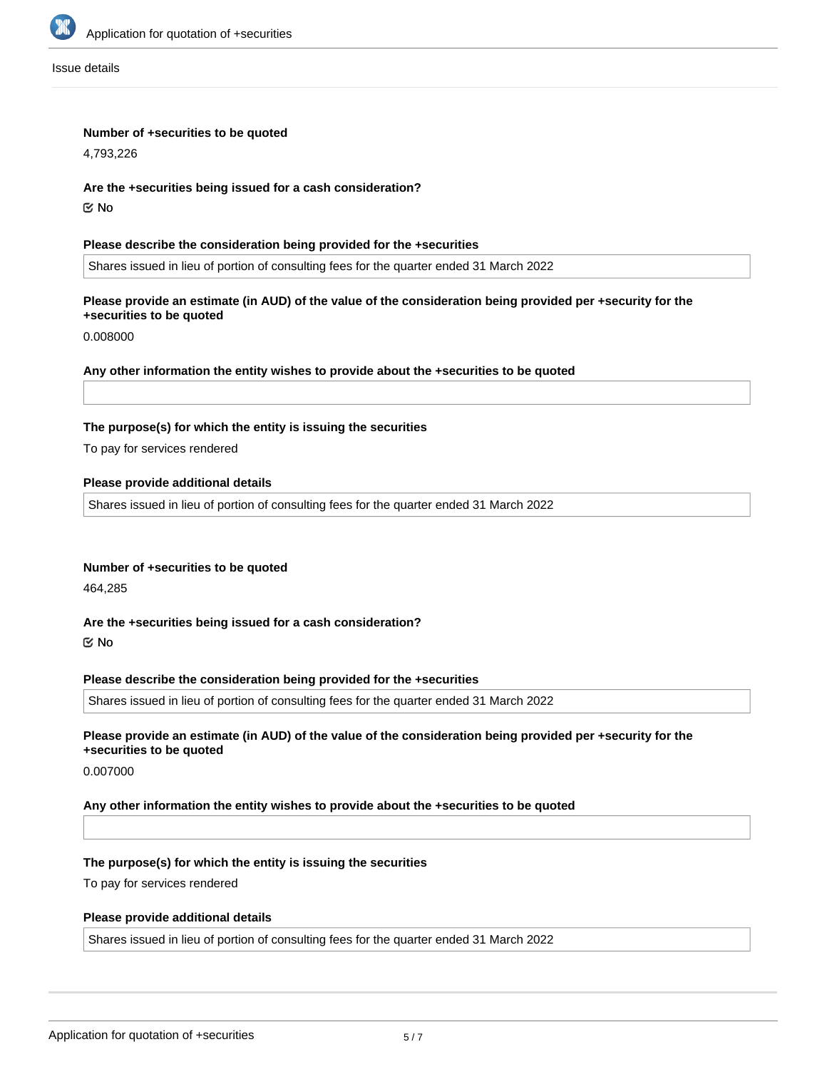Issue details

**Number of +securities to be quoted**

4,793,226

**Are the +securities being issued for a cash consideration?**

☑ No

**Please describe the consideration being provided for the +securities**

Shares issued in lieu of portion of consulting fees for the quarter ended 31 March 2022

**Please provide an estimate (in AUD) of the value of the consideration being provided per +security for the +securities to be quoted**

0.008000

**Any other information the entity wishes to provide about the +securities to be quoted**

**The purpose(s) for which the entity is issuing the securities**

To pay for services rendered

**Please provide additional details**

Shares issued in lieu of portion of consulting fees for the quarter ended 31 March 2022

**Number of +securities to be quoted**

464,285

**Are the +securities being issued for a cash consideration?**

☑ No

**Please describe the consideration being provided for the +securities**

Shares issued in lieu of portion of consulting fees for the quarter ended 31 March 2022

**Please provide an estimate (in AUD) of the value of the consideration being provided per +security for the +securities to be quoted**

0.007000

**Any other information the entity wishes to provide about the +securities to be quoted**

**The purpose(s) for which the entity is issuing the securities**

To pay for services rendered

**Please provide additional details**

Shares issued in lieu of portion of consulting fees for the quarter ended 31 March 2022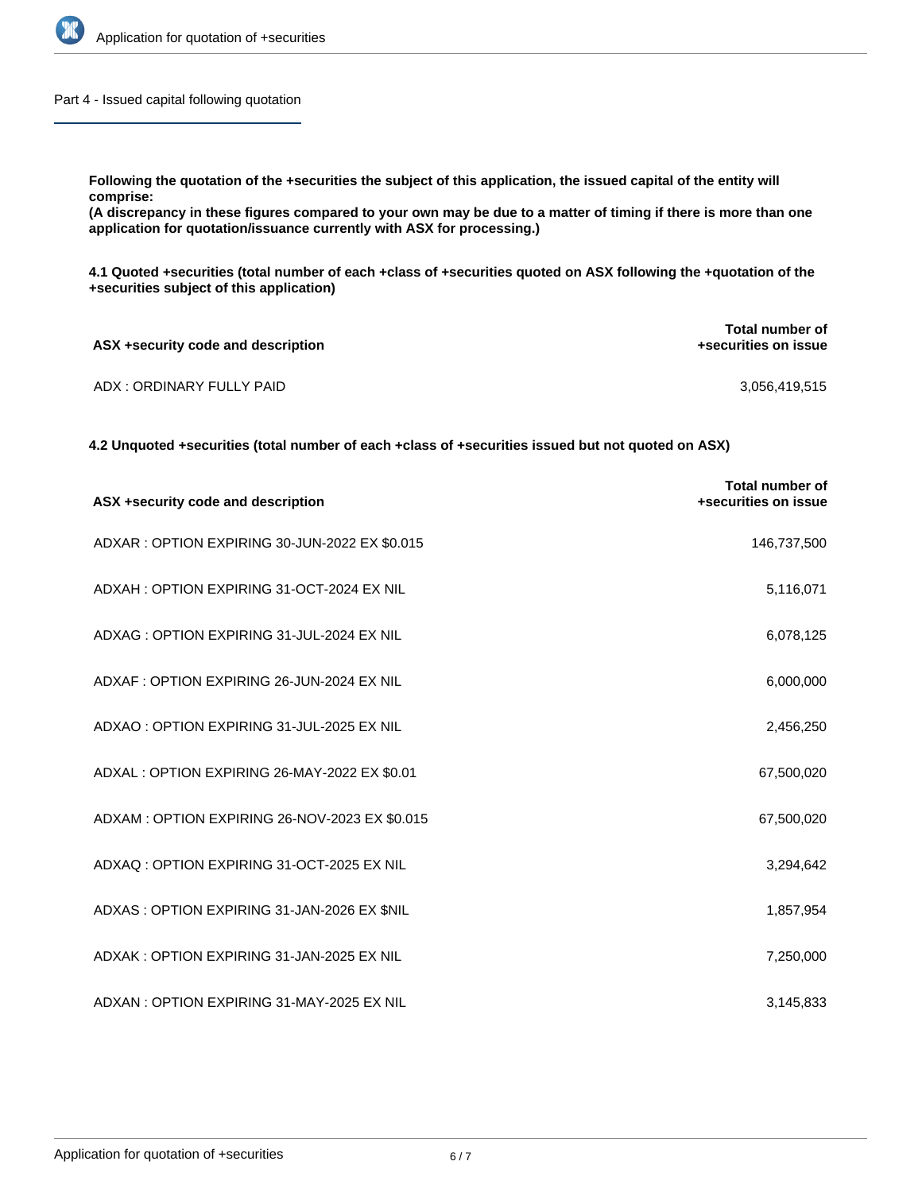## Part 4 - Issued capital following quotation

**Following the quotation of the +securities the subject of this application, the issued capital of the entity will comprise:**
**(A discrepancy in these figures compared to your own may be due to a matter of timing if there is more than one application for quotation/issuance currently with ASX for processing.)**

**4.1 Quoted +securities (total number of each +class of +securities quoted on ASX following the +quotation of the +securities subject of this application)**

| ASX +security code and description | Total number of +securities on issue |
| --- | --- |
| ADX : ORDINARY FULLY PAID | 3,056,419,515 |

**4.2 Unquoted +securities (total number of each +class of +securities issued but not quoted on ASX)**

| ASX +security code and description | Total number of +securities on issue |
| --- | --- |
| ADXAR : OPTION EXPIRING 30-JUN-2022 EX $0.015 | 146,737,500 |
| ADXAH : OPTION EXPIRING 31-OCT-2024 EX NIL | 5,116,071 |
| ADXAG : OPTION EXPIRING 31-JUL-2024 EX NIL | 6,078,125 |
| ADXAF : OPTION EXPIRING 26-JUN-2024 EX NIL | 6,000,000 |
| ADXAO : OPTION EXPIRING 31-JUL-2025 EX NIL | 2,456,250 |
| ADXAL : OPTION EXPIRING 26-MAY-2022 EX $0.01 | 67,500,020 |
| ADXAM : OPTION EXPIRING 26-NOV-2023 EX $0.015 | 67,500,020 |
| ADXAQ : OPTION EXPIRING 31-OCT-2025 EX NIL | 3,294,642 |
| ADXAS : OPTION EXPIRING 31-JAN-2026 EX $NIL | 1,857,954 |
| ADXAK : OPTION EXPIRING 31-JAN-2025 EX NIL | 7,250,000 |
| ADXAN : OPTION EXPIRING 31-MAY-2025 EX NIL | 3,145,833 |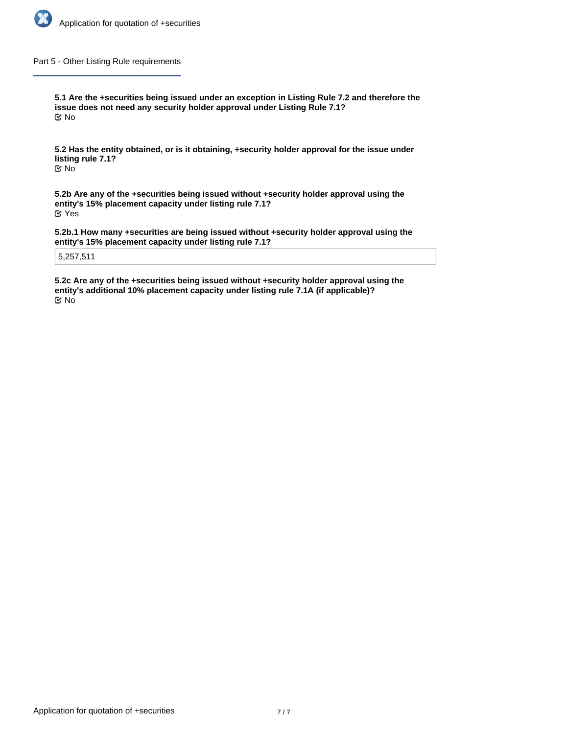## Part 5 - Other Listing Rule requirements

**5.1 Are the +securities being issued under an exception in Listing Rule 7.2 and therefore the issue does not need any security holder approval under Listing Rule 7.1?**

No

**5.2 Has the entity obtained, or is it obtaining, +security holder approval for the issue under listing rule 7.1?**

No

**5.2b Are any of the +securities being issued without +security holder approval using the entity's 15% placement capacity under listing rule 7.1?**

Yes

**5.2b.1 How many +securities are being issued without +security holder approval using the entity's 15% placement capacity under listing rule 7.1?**

5,257,511

**5.2c Are any of the +securities being issued without +security holder approval using the entity's additional 10% placement capacity under listing rule 7.1A (if applicable)?**

No